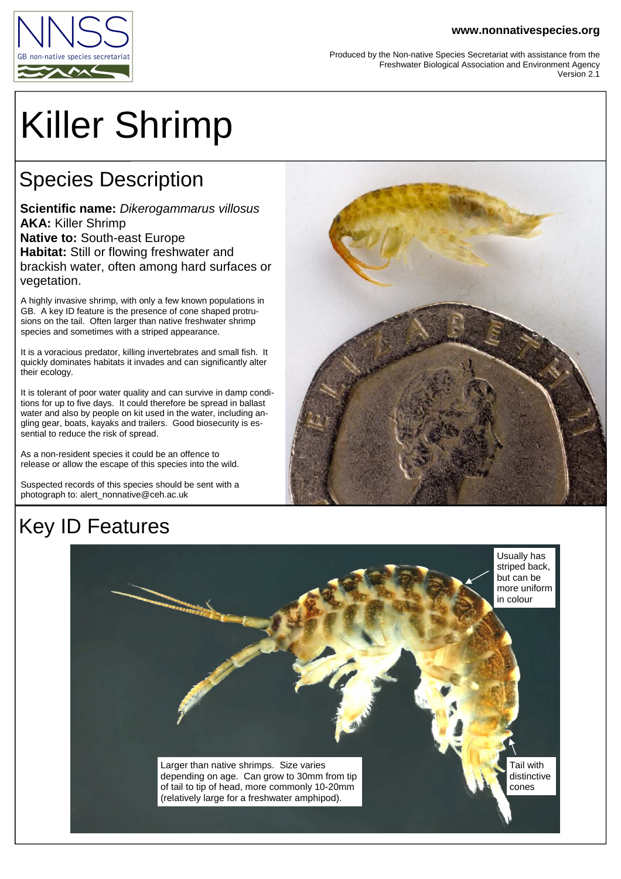NNSS

GB non-native species secretariat

www.nonnativespecies.org

Produced by the Non-native Species Secretariat with assistance from the Freshwater Biological Association and Environment Agency
Version 2.1

# Killer Shrimp

## Species Description

**Scientific name:** *Dikerogammarus villosus*
**AKA:** Killer Shrimp
**Native to:** South-east Europe
**Habitat:** Still or flowing freshwater and brackish water, often among hard surfaces or vegetation.

A highly invasive shrimp, with only a few known populations in GB. A key ID feature is the presence of cone shaped protrusions on the tail. Often larger than native freshwater shrimp species and sometimes with a striped appearance.

It is a voracious predator, killing invertebrates and small fish. It quickly dominates habitats it invades and can significantly alter their ecology.

It is tolerant of poor water quality and can survive in damp conditions for up to five days. It could therefore be spread in ballast water and also by people on kit used in the water, including angling gear, boats, kayaks and trailers. Good biosecurity is essential to reduce the risk of spread.

As a non-resident species it could be an offence to release or allow the escape of this species into the wild.

Suspected records of this species should be sent with a photograph to: alert_nonnative@ceh.ac.uk

## Key ID Features

Usually has striped back, but can be more uniform in colour

Tail with distinctive cones

Larger than native shrimps. Size varies depending on age. Can grow to 30mm from tip of tail to tip of head, more commonly 10-20mm (relatively large for a freshwater amphipod).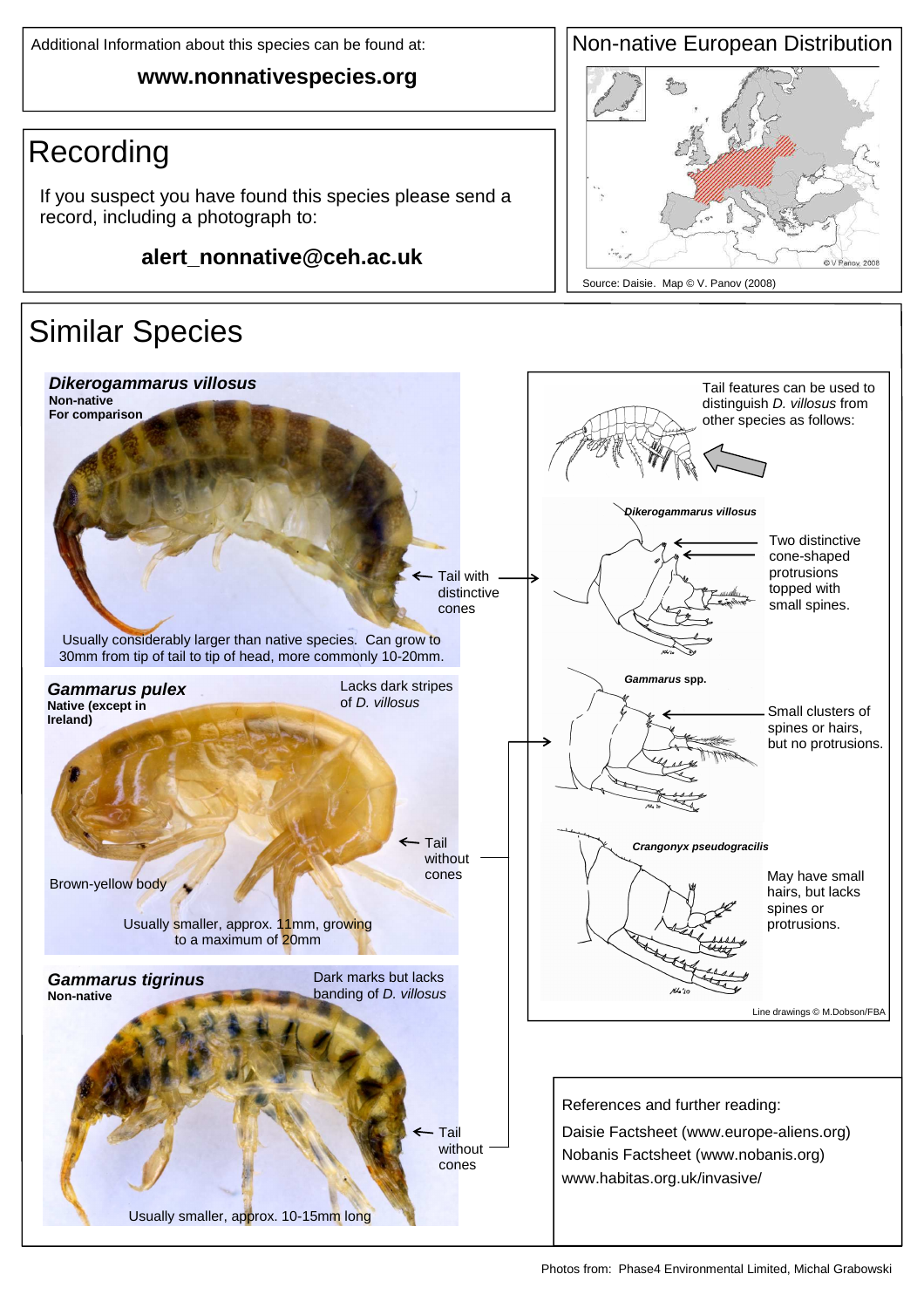Additional Information about this species can be found at:

**www.nonnativespecies.org**

# Recording

If you suspect you have found this species please send a record, including a photograph to:

**alert_nonnative@ceh.ac.uk**

## Non-native European Distribution

© V Panov, 2008

Source: Daisie. Map © V. Panov (2008)

# Similar Species

### *Dikerogammarus villosus*

**Non-native**
**For comparison**

Tail with distinctive cones

Usually considerably larger than native species. Can grow to 30mm from tip of tail to tip of head, more commonly 10-20mm.

### *Gammarus pulex*

**Native (except in Ireland)**

Lacks dark stripes of *D. villosus*

Tail without cones

Brown-yellow body

Usually smaller, approx. 11mm, growing to a maximum of 20mm

### *Gammarus tigrinus*

**Non-native**

Dark marks but lacks banding of *D. villosus*

Tail without cones

Usually smaller, approx. 10-15mm long

Tail features can be used to distinguish *D. villosus* from other species as follows:

***Dikerogammarus villosus***

Two distinctive cone-shaped protrusions topped with small spines.

***Gammarus* spp.**

Small clusters of spines or hairs, but no protrusions.

***Crangonyx pseudogracilis***

May have small hairs, but lacks spines or protrusions.

Line drawings © M.Dobson/FBA

References and further reading:

Daisie Factsheet (www.europe-aliens.org)

Nobanis Factsheet (www.nobanis.org)

www.habitas.org.uk/invasive/

Photos from: Phase4 Environmental Limited, Michal Grabowski